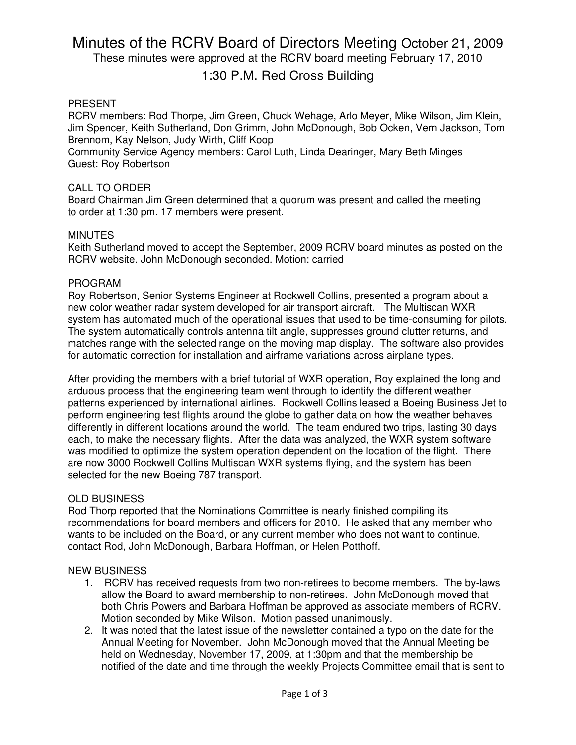# Minutes of the RCRV Board of Directors Meeting October 21, 2009

These minutes were approved at the RCRV board meeting February 17, 2010

1:30 P.M. Red Cross Building

PRESENT

RCRV members: Rod Thorpe, Jim Green, Chuck Wehage, Arlo Meyer, Mike Wilson, Jim Klein, Jim Spencer, Keith Sutherland, Don Grimm, John McDonough, Bob Ocken, Vern Jackson, Tom Brennom, Kay Nelson, Judy Wirth, Cliff Koop

Community Service Agency members: Carol Luth, Linda Dearinger, Mary Beth Minges

Guest: Roy Robertson

CALL TO ORDER

Board Chairman Jim Green determined that a quorum was present and called the meeting to order at 1:30 pm. 17 members were present.

MINUTES

Keith Sutherland moved to accept the September, 2009 RCRV board minutes as posted on the RCRV website. John McDonough seconded. Motion: carried

PROGRAM

Roy Robertson, Senior Systems Engineer at Rockwell Collins, presented a program about a new color weather radar system developed for air transport aircraft. The Multiscan WXR system has automated much of the operational issues that used to be time-consuming for pilots. The system automatically controls antenna tilt angle, suppresses ground clutter returns, and matches range with the selected range on the moving map display. The software also provides for automatic correction for installation and airframe variations across airplane types.

After providing the members with a brief tutorial of WXR operation, Roy explained the long and arduous process that the engineering team went through to identify the different weather patterns experienced by international airlines. Rockwell Collins leased a Boeing Business Jet to perform engineering test flights around the globe to gather data on how the weather behaves differently in different locations around the world. The team endured two trips, lasting 30 days each, to make the necessary flights. After the data was analyzed, the WXR system software was modified to optimize the system operation dependent on the location of the flight. There are now 3000 Rockwell Collins Multiscan WXR systems flying, and the system has been selected for the new Boeing 787 transport.

OLD BUSINESS

Rod Thorp reported that the Nominations Committee is nearly finished compiling its recommendations for board members and officers for 2010. He asked that any member who wants to be included on the Board, or any current member who does not want to continue, contact Rod, John McDonough, Barbara Hoffman, or Helen Potthoff.

NEW BUSINESS

1. RCRV has received requests from two non-retirees to become members. The by-laws allow the Board to award membership to non-retirees. John McDonough moved that both Chris Powers and Barbara Hoffman be approved as associate members of RCRV. Motion seconded by Mike Wilson. Motion passed unanimously.
2. It was noted that the latest issue of the newsletter contained a typo on the date for the Annual Meeting for November. John McDonough moved that the Annual Meeting be held on Wednesday, November 17, 2009, at 1:30pm and that the membership be notified of the date and time through the weekly Projects Committee email that is sent to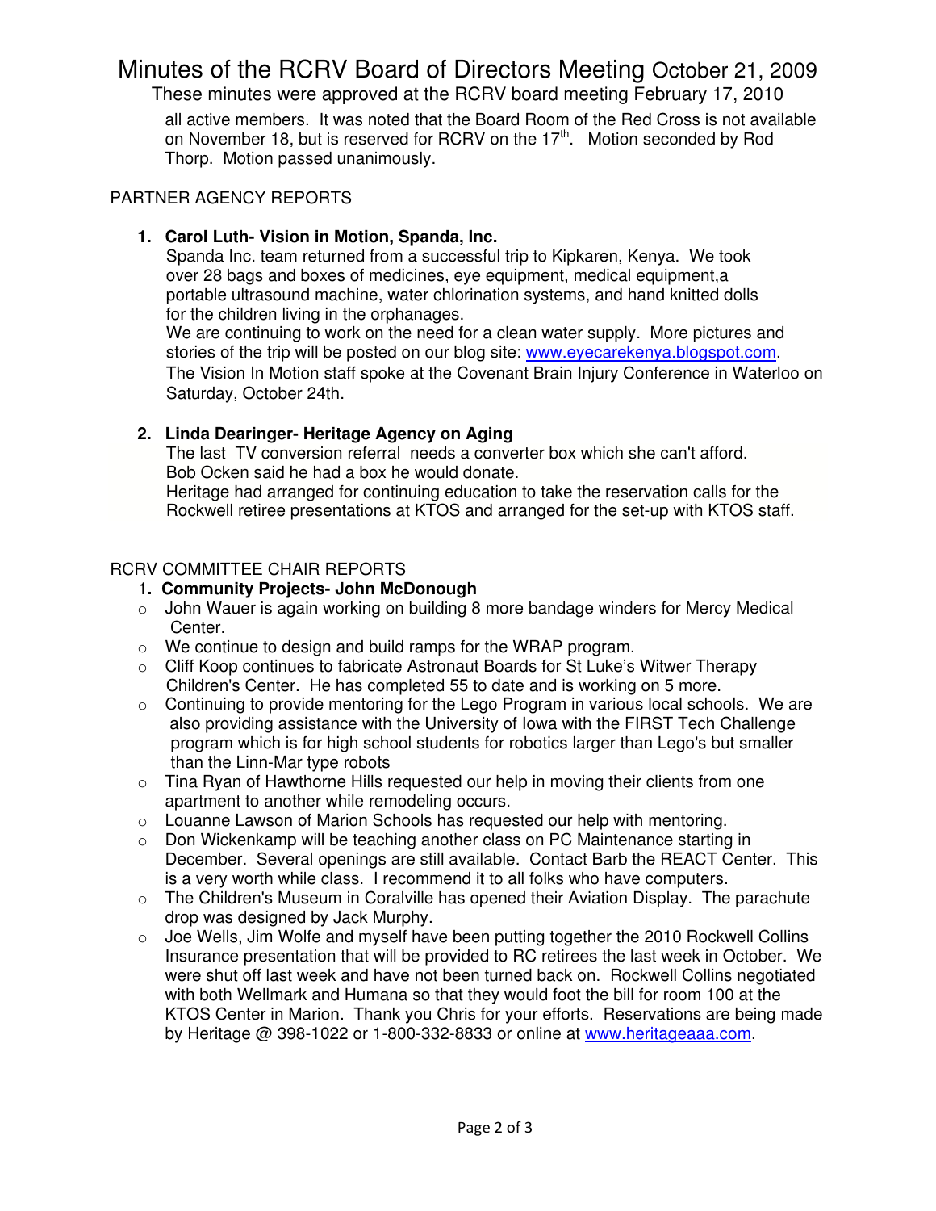all active members. It was noted that the Board Room of the Red Cross is not available on November 18, but is reserved for RCRV on the 17th. Motion seconded by Rod Thorp. Motion passed unanimously.

PARTNER AGENCY REPORTS

1. **Carol Luth- Vision in Motion, Spanda, Inc.**
   Spanda Inc. team returned from a successful trip to Kipkaren, Kenya. We took over 28 bags and boxes of medicines, eye equipment, medical equipment,a portable ultrasound machine, water chlorination systems, and hand knitted dolls for the children living in the orphanages.
   We are continuing to work on the need for a clean water supply. More pictures and stories of the trip will be posted on our blog site: www.eyecarekenya.blogspot.com.
   The Vision In Motion staff spoke at the Covenant Brain Injury Conference in Waterloo on Saturday, October 24th.

2. **Linda Dearinger- Heritage Agency on Aging**
   The last TV conversion referral needs a converter box which she can't afford. Bob Ocken said he had a box he would donate.
   Heritage had arranged for continuing education to take the reservation calls for the Rockwell retiree presentations at KTOS and arranged for the set-up with KTOS staff.

RCRV COMMITTEE CHAIR REPORTS

1. **Community Projects- John McDonough**

- John Wauer is again working on building 8 more bandage winders for Mercy Medical Center.
- We continue to design and build ramps for the WRAP program.
- Cliff Koop continues to fabricate Astronaut Boards for St Luke's Witwer Therapy Children's Center. He has completed 55 to date and is working on 5 more.
- Continuing to provide mentoring for the Lego Program in various local schools. We are also providing assistance with the University of Iowa with the FIRST Tech Challenge program which is for high school students for robotics larger than Lego's but smaller than the Linn-Mar type robots
- Tina Ryan of Hawthorne Hills requested our help in moving their clients from one apartment to another while remodeling occurs.
- Louanne Lawson of Marion Schools has requested our help with mentoring.
- Don Wickenkamp will be teaching another class on PC Maintenance starting in December. Several openings are still available. Contact Barb the REACT Center. This is a very worth while class. I recommend it to all folks who have computers.
- The Children's Museum in Coralville has opened their Aviation Display. The parachute drop was designed by Jack Murphy.
- Joe Wells, Jim Wolfe and myself have been putting together the 2010 Rockwell Collins Insurance presentation that will be provided to RC retirees the last week in October. We were shut off last week and have not been turned back on. Rockwell Collins negotiated with both Wellmark and Humana so that they would foot the bill for room 100 at the KTOS Center in Marion. Thank you Chris for your efforts. Reservations are being made by Heritage @ 398-1022 or 1-800-332-8833 or online at www.heritageaaa.com.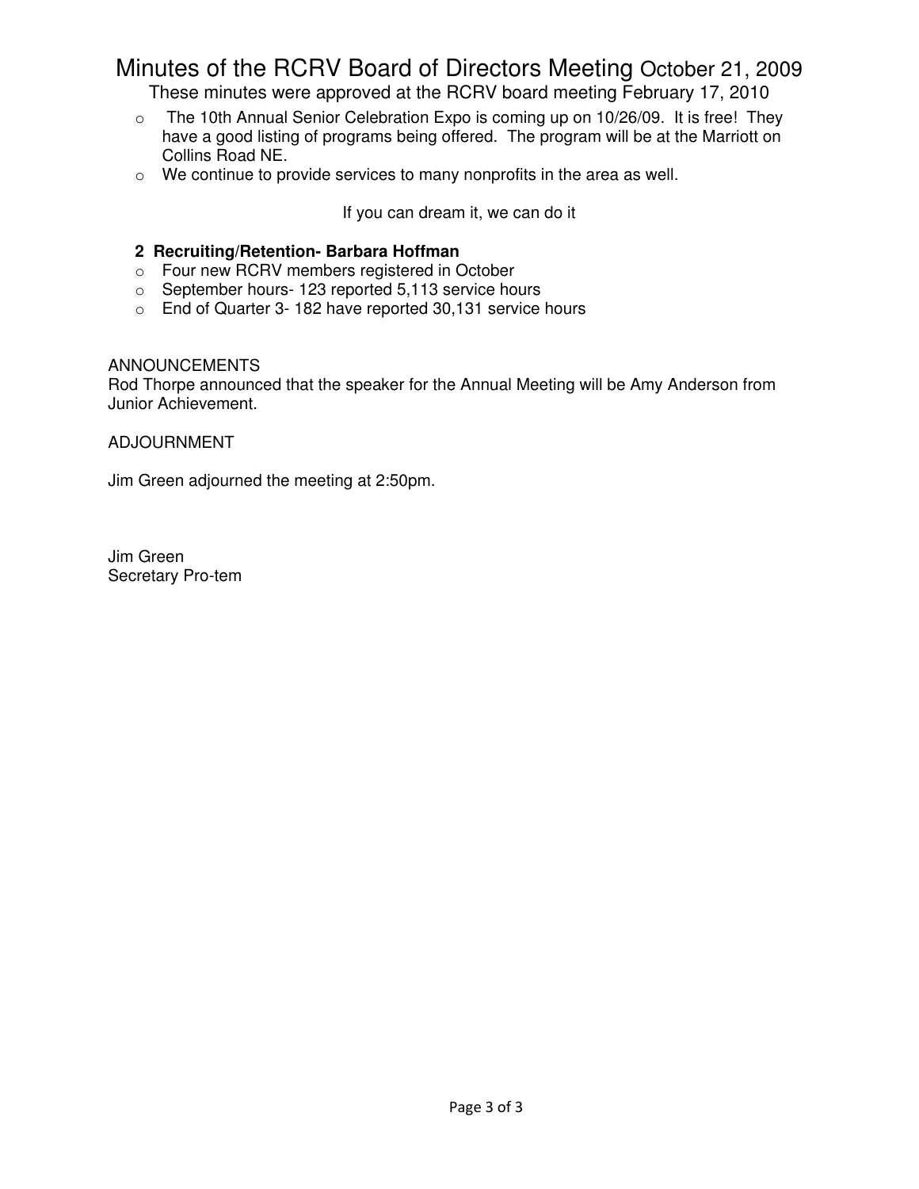# Minutes of the RCRV Board of Directors Meeting October 21, 2009

These minutes were approved at the RCRV board meeting February 17, 2010

- The 10th Annual Senior Celebration Expo is coming up on 10/26/09. It is free! They have a good listing of programs being offered. The program will be at the Marriott on Collins Road NE.
- We continue to provide services to many nonprofits in the area as well.

If you can dream it, we can do it

**2 Recruiting/Retention- Barbara Hoffman**

- Four new RCRV members registered in October
- September hours- 123 reported 5,113 service hours
- End of Quarter 3- 182 have reported 30,131 service hours

ANNOUNCEMENTS

Rod Thorpe announced that the speaker for the Annual Meeting will be Amy Anderson from Junior Achievement.

ADJOURNMENT

Jim Green adjourned the meeting at 2:50pm.

Jim Green
Secretary Pro-tem